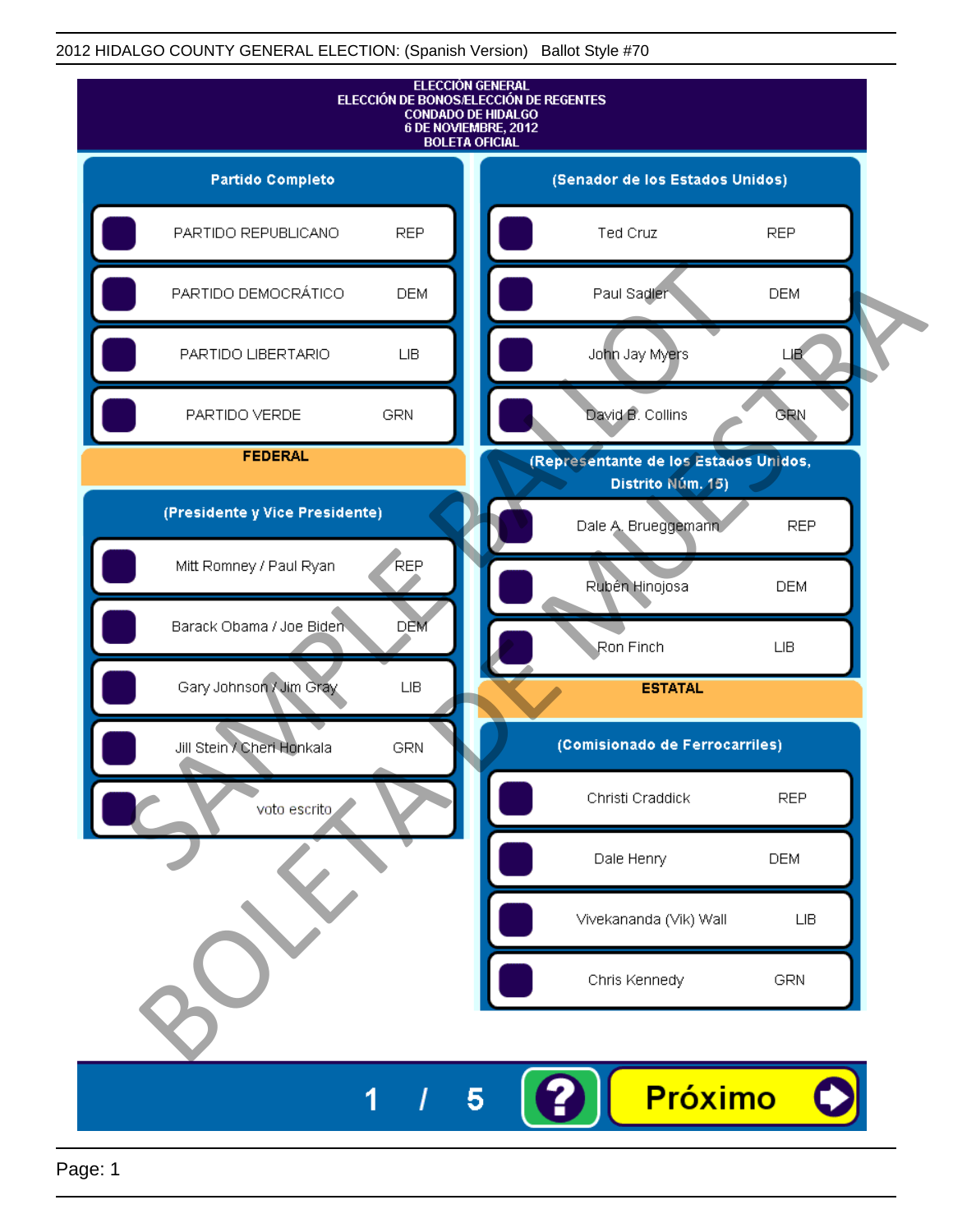2012 HIDALGO COUNTY GENERAL ELECTION: (Spanish Version) Ballot Style #70

**ELECCIÓN GENERAL**
**ELECCIÓN DE BONOS/ELECCIÓN DE REGENTES**
**CONDADO DE HIDALGO**
**6 DE NOVIEMBRE, 2012**
**BOLETA OFICIAL**

### Partido Completo

| | |
|---|---|
| PARTIDO REPUBLICANO | REP |
| PARTIDO DEMOCRÁTICO | DEM |
| PARTIDO LIBERTARIO | LIB |
| PARTIDO VERDE | GRN |

## FEDERAL

### (Presidente y Vice Presidente)

| | |
|---|---|
| Mitt Romney / Paul Ryan | REP |
| Barack Obama / Joe Biden | DEM |
| Gary Johnson / Jim Gray | LIB |
| Jill Stein / Cheri Honkala | GRN |
| voto escrito | |

### (Senador de los Estados Unidos)

| | |
|---|---|
| Ted Cruz | REP |
| Paul Sadler | DEM |
| John Jay Myers | LIB |
| David B. Collins | GRN |

### (Representante de los Estados Unidos, Distrito Núm. 15)

| | |
|---|---|
| Dale A. Brueggemann | REP |
| Rubén Hinojosa | DEM |
| Ron Finch | LIB |

## ESTATAL

### (Comisionado de Ferrocarriles)

| | |
|---|---|
| Christi Craddick | REP |
| Dale Henry | DEM |
| Vivekananda (Vik) Wall | LIB |
| Chris Kennedy | GRN |

1 / 5

Próximo

SAMPLE BALLOT
BOLETA DE MUESTRA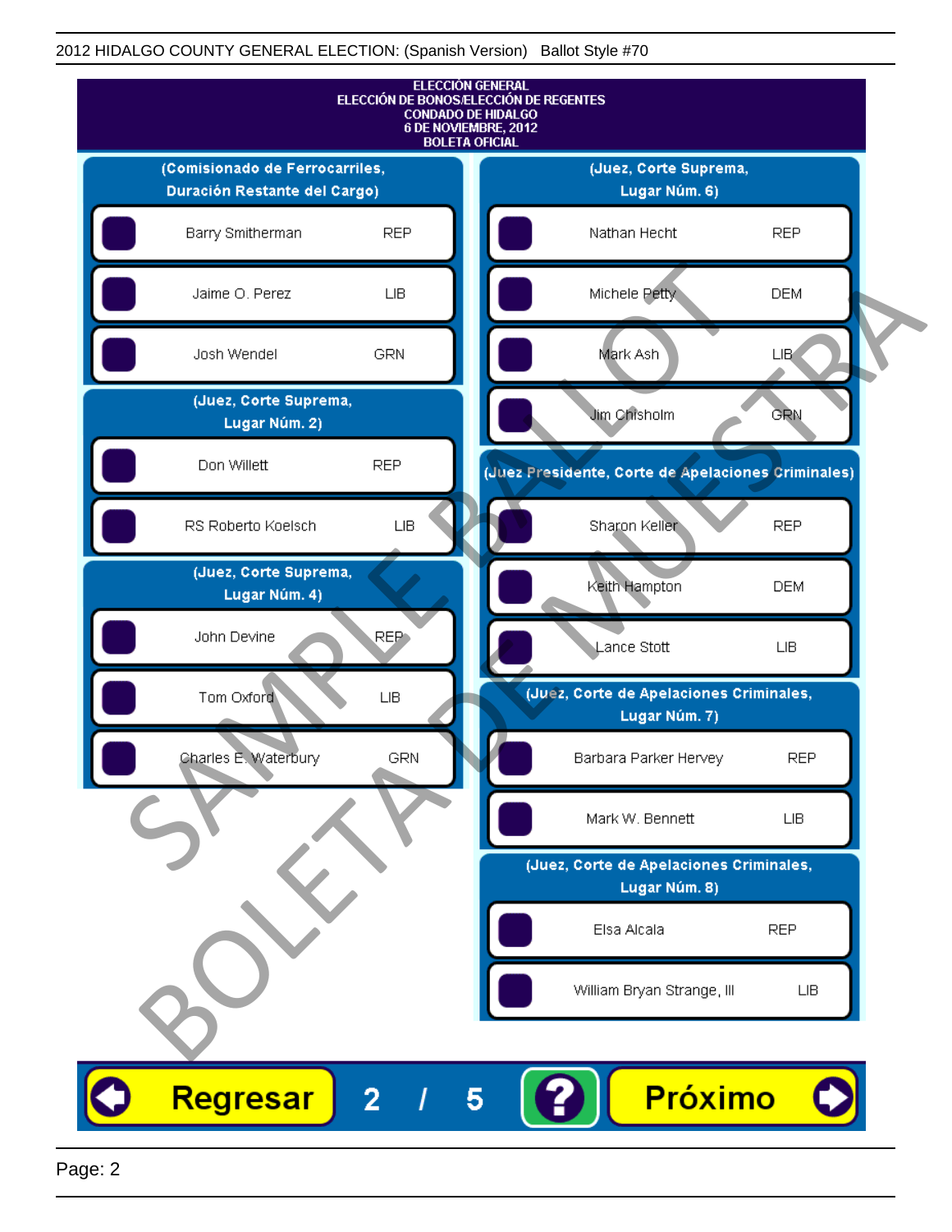2012 HIDALGO COUNTY GENERAL ELECTION: (Spanish Version) Ballot Style #70

# ELECCIÓN GENERAL
## ELECCIÓN DE BONOS/ELECCIÓN DE REGENTES
## CONDADO DE HIDALGO
## 6 DE NOVIEMBRE, 2012
## BOLETA OFICIAL

### (Comisionado de Ferrocarriles, Duración Restante del Cargo)

| Candidato | Partido |
|---|---|
| Barry Smitherman | REP |
| Jaime O. Perez | LIB |
| Josh Wendel | GRN |

### (Juez, Corte Suprema, Lugar Núm. 2)

| Candidato | Partido |
|---|---|
| Don Willett | REP |
| RS Roberto Koelsch | LIB |

### (Juez, Corte Suprema, Lugar Núm. 4)

| Candidato | Partido |
|---|---|
| John Devine | REP |
| Tom Oxford | LIB |
| Charles E. Waterbury | GRN |

### (Juez, Corte Suprema, Lugar Núm. 6)

| Candidato | Partido |
|---|---|
| Nathan Hecht | REP |
| Michele Petty | DEM |
| Mark Ash | LIB |
| Jim Chisholm | GRN |

### (Juez Presidente, Corte de Apelaciones Criminales)

| Candidato | Partido |
|---|---|
| Sharon Keller | REP |
| Keith Hampton | DEM |
| Lance Stott | LIB |

### (Juez, Corte de Apelaciones Criminales, Lugar Núm. 7)

| Candidato | Partido |
|---|---|
| Barbara Parker Hervey | REP |
| Mark W. Bennett | LIB |

### (Juez, Corte de Apelaciones Criminales, Lugar Núm. 8)

| Candidato | Partido |
|---|---|
| Elsa Alcala | REP |
| William Bryan Strange, III | LIB |

SAMPLE BALLOT — BOLETA DE MUESTRA

Regresar 2 / 5 ? Próximo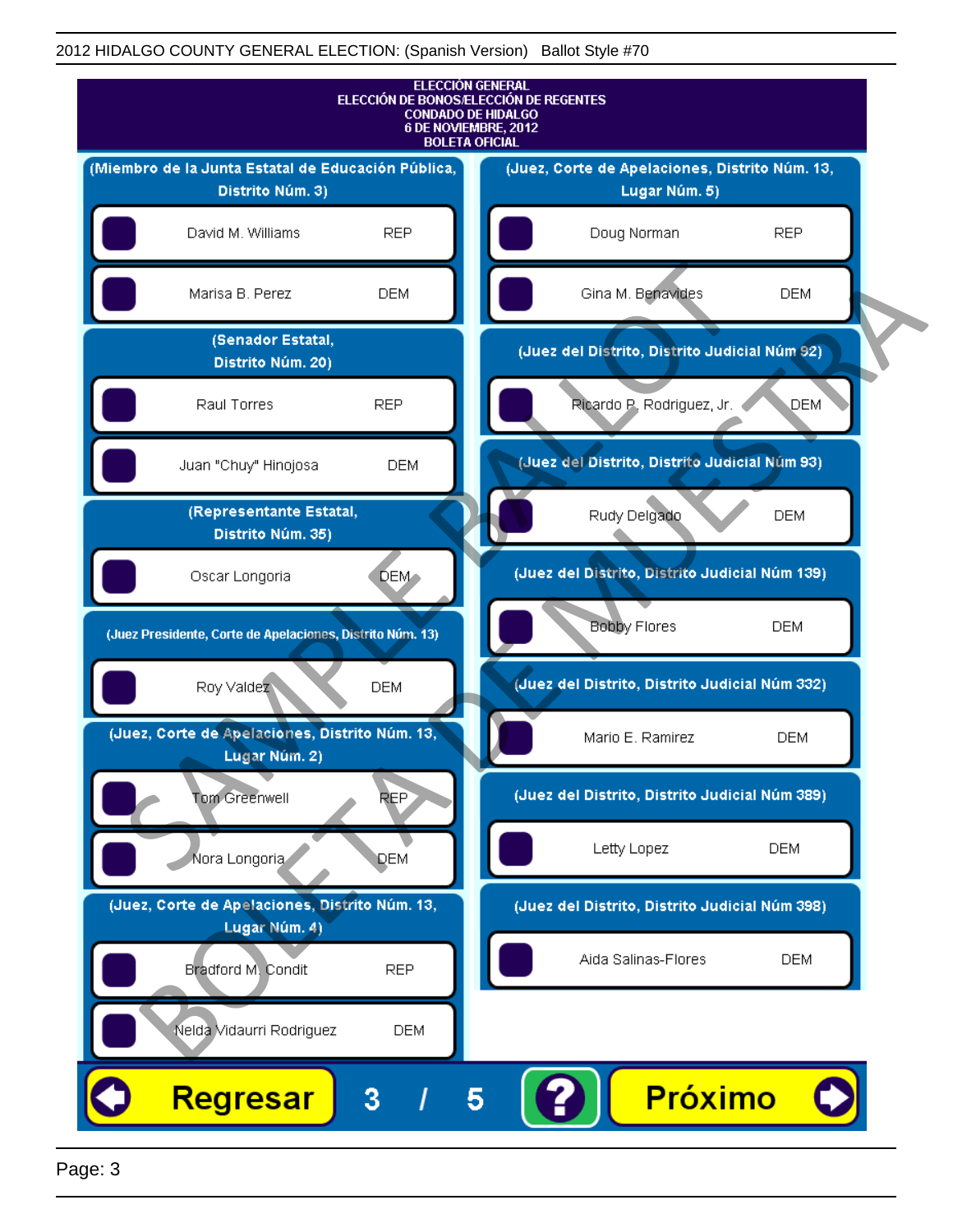2012 HIDALGO COUNTY GENERAL ELECTION: (Spanish Version) Ballot Style #70

ELECCIÓN GENERAL
ELECCIÓN DE BONOS/ELECCIÓN DE REGENTES
CONDADO DE HIDALGO
6 DE NOVIEMBRE, 2012
BOLETA OFICIAL

**(Miembro de la Junta Estatal de Educación Pública, Distrito Núm. 3)**

- David M. Williams REP
- Marisa B. Perez DEM

**(Senador Estatal, Distrito Núm. 20)**

- Raul Torres REP
- Juan "Chuy" Hinojosa DEM

**(Representante Estatal, Distrito Núm. 35)**

- Oscar Longoria DEM

**(Juez Presidente, Corte de Apelaciones, Distrito Núm. 13)**

- Roy Valdez DEM

**(Juez, Corte de Apelaciones, Distrito Núm. 13, Lugar Núm. 2)**

- Tom Greenwell REP
- Nora Longoria DEM

**(Juez, Corte de Apelaciones, Distrito Núm. 13, Lugar Núm. 4)**

- Bradford M. Condit REP
- Nelda Vidaurri Rodriguez DEM

**(Juez, Corte de Apelaciones, Distrito Núm. 13, Lugar Núm. 5)**

- Doug Norman REP
- Gina M. Benavides DEM

**(Juez del Distrito, Distrito Judicial Núm 92)**

- Ricardo P. Rodriguez, Jr. DEM

**(Juez del Distrito, Distrito Judicial Núm 93)**

- Rudy Delgado DEM

**(Juez del Distrito, Distrito Judicial Núm 139)**

- Bobby Flores DEM

**(Juez del Distrito, Distrito Judicial Núm 332)**

- Mario E. Ramirez DEM

**(Juez del Distrito, Distrito Judicial Núm 389)**

- Letty Lopez DEM

**(Juez del Distrito, Distrito Judicial Núm 398)**

- Aida Salinas-Flores DEM

Regresar 3 / 5 ? Próximo

SAMPLE BALLOT
BOLETA DE MUESTRA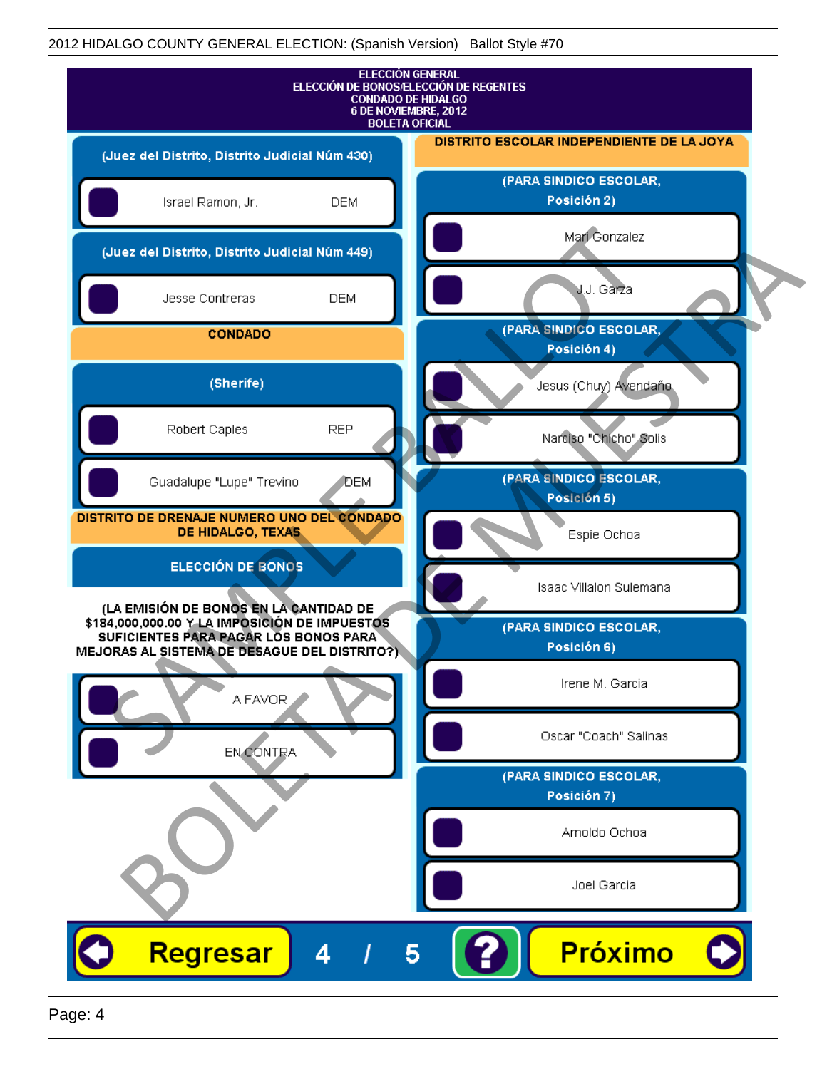2012 HIDALGO COUNTY GENERAL ELECTION: (Spanish Version) Ballot Style #70

ELECCIÓN GENERAL
ELECCIÓN DE BONOS/ELECCIÓN DE REGENTES
CONDADO DE HIDALGO
6 DE NOVIEMBRE, 2012
BOLETA OFICIAL

**(Juez del Distrito, Distrito Judicial Núm 430)**

- Israel Ramon, Jr. — DEM

**(Juez del Distrito, Distrito Judicial Núm 449)**

- Jesse Contreras — DEM

## CONDADO

**(Sherife)**

- Robert Caples — REP
- Guadalupe "Lupe" Trevino — DEM

## DISTRITO DE DRENAJE NUMERO UNO DEL CONDADO DE HIDALGO, TEXAS

**ELECCIÓN DE BONOS**

**(LA EMISIÓN DE BONOS EN LA CANTIDAD DE $184,000,000.00 Y LA IMPOSICIÓN DE IMPUESTOS SUFICIENTES PARA PAGAR LOS BONOS PARA MEJORAS AL SISTEMA DE DESAGUE DEL DISTRITO?)**

- A FAVOR
- EN CONTRA

## DISTRITO ESCOLAR INDEPENDIENTE DE LA JOYA

**(PARA SINDICO ESCOLAR, Posición 2)**

- Mari Gonzalez
- J.J. Garza

**(PARA SINDICO ESCOLAR, Posición 4)**

- Jesus (Chuy) Avendaño
- Narciso "Chicho" Solis

**(PARA SINDICO ESCOLAR, Posición 5)**

- Espie Ochoa
- Isaac Villalon Sulemana

**(PARA SINDICO ESCOLAR, Posición 6)**

- Irene M. Garcia
- Oscar "Coach" Salinas

**(PARA SINDICO ESCOLAR, Posición 7)**

- Arnoldo Ochoa
- Joel Garcia

Regresar 4 / 5 ? Próximo

SAMPLE BALLOT BOLETA DE MUESTRA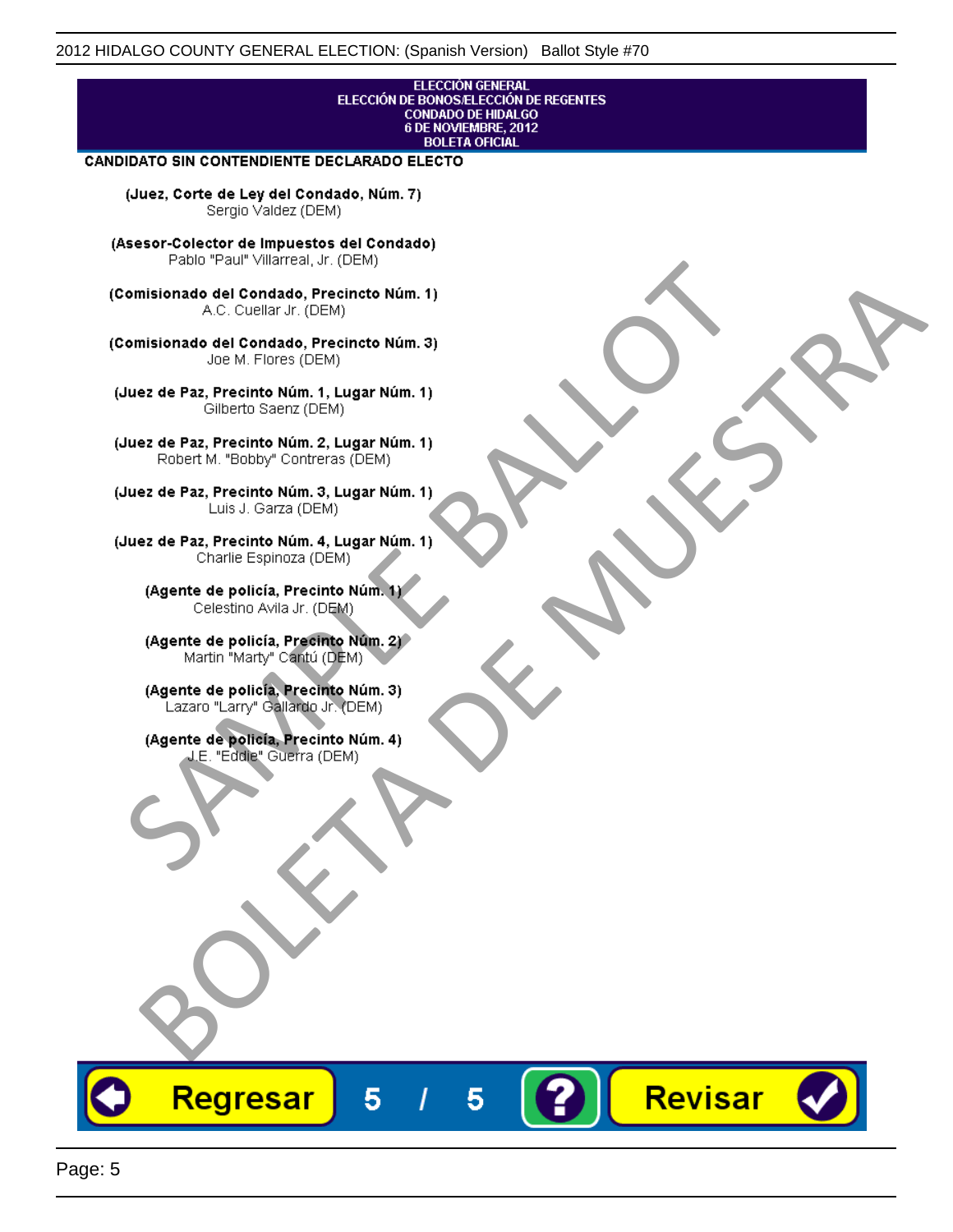ELECCIÓN GENERAL
ELECCIÓN DE BONOS/ELECCIÓN DE REGENTES
CONDADO DE HIDALGO
6 DE NOVIEMBRE, 2012
BOLETA OFICIAL

**CANDIDATO SIN CONTENDIENTE DECLARADO ELECTO**

**(Juez, Corte de Ley del Condado, Núm. 7)**
Sergio Valdez (DEM)

**(Asesor-Colector de Impuestos del Condado)**
Pablo "Paul" Villarreal, Jr. (DEM)

**(Comisionado del Condado, Precincto Núm. 1)**
A.C. Cuellar Jr. (DEM)

**(Comisionado del Condado, Precincto Núm. 3)**
Joe M. Flores (DEM)

**(Juez de Paz, Precinto Núm. 1, Lugar Núm. 1)**
Gilberto Saenz (DEM)

**(Juez de Paz, Precinto Núm. 2, Lugar Núm. 1)**
Robert M. "Bobby" Contreras (DEM)

**(Juez de Paz, Precinto Núm. 3, Lugar Núm. 1)**
Luis J. Garza (DEM)

**(Juez de Paz, Precinto Núm. 4, Lugar Núm. 1)**
Charlie Espinoza (DEM)

**(Agente de policía, Precinto Núm. 1)**
Celestino Avila Jr. (DEM)

**(Agente de policía, Precinto Núm. 2)**
Martin "Marty" Cantú (DEM)

**(Agente de policía, Precinto Núm. 3)**
Lazaro "Larry" Gallardo Jr. (DEM)

**(Agente de policía, Precinto Núm. 4)**
J.E. "Eddie" Guerra (DEM)

SAMPLE BALLOT
BOLETA DE MUESTRA

Regresar 5 / 5 ? Revisar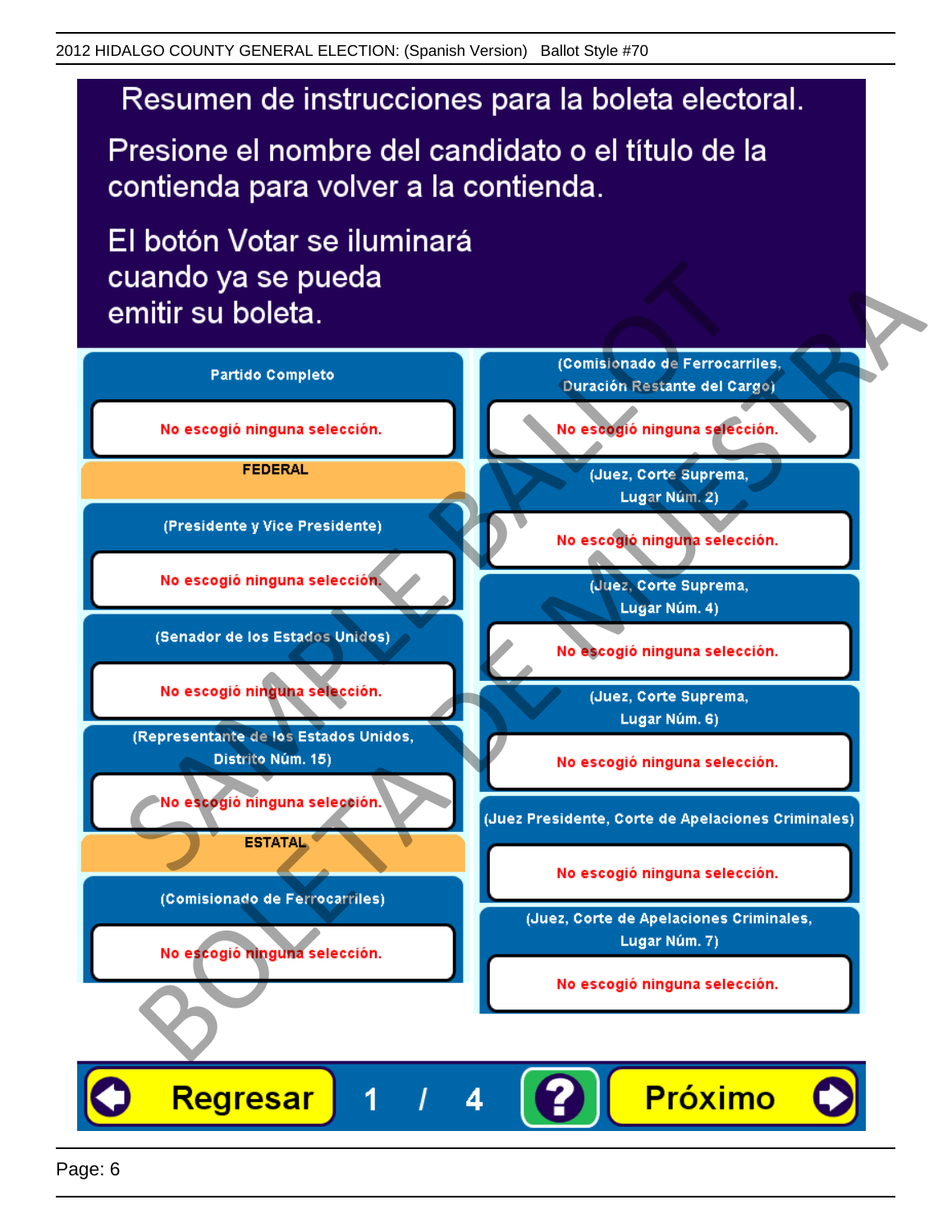# Resumen de instrucciones para la boleta electoral.

Presione el nombre del candidato o el título de la contienda para volver a la contienda.

El botón Votar se iluminará cuando ya se pueda emitir su boleta.

**Partido Completo**

No escogió ninguna selección.

**FEDERAL**

**(Presidente y Vice Presidente)**

No escogió ninguna selección.

**(Senador de los Estados Unidos)**

No escogió ninguna selección.

**(Representante de los Estados Unidos, Distrito Núm. 15)**

No escogió ninguna selección.

**ESTATAL**

**(Comisionado de Ferrocarriles)**

No escogió ninguna selección.

**(Comisionado de Ferrocarriles, Duración Restante del Cargo)**

No escogió ninguna selección.

**(Juez, Corte Suprema, Lugar Núm. 2)**

No escogió ninguna selección.

**(Juez, Corte Suprema, Lugar Núm. 4)**

No escogió ninguna selección.

**(Juez, Corte Suprema, Lugar Núm. 6)**

No escogió ninguna selección.

**(Juez Presidente, Corte de Apelaciones Criminales)**

No escogió ninguna selección.

**(Juez, Corte de Apelaciones Criminales, Lugar Núm. 7)**

No escogió ninguna selección.

Regresar | 1 / 4 | ? | Próximo

SAMPLE BALLOT BOLETA DE MUESTRA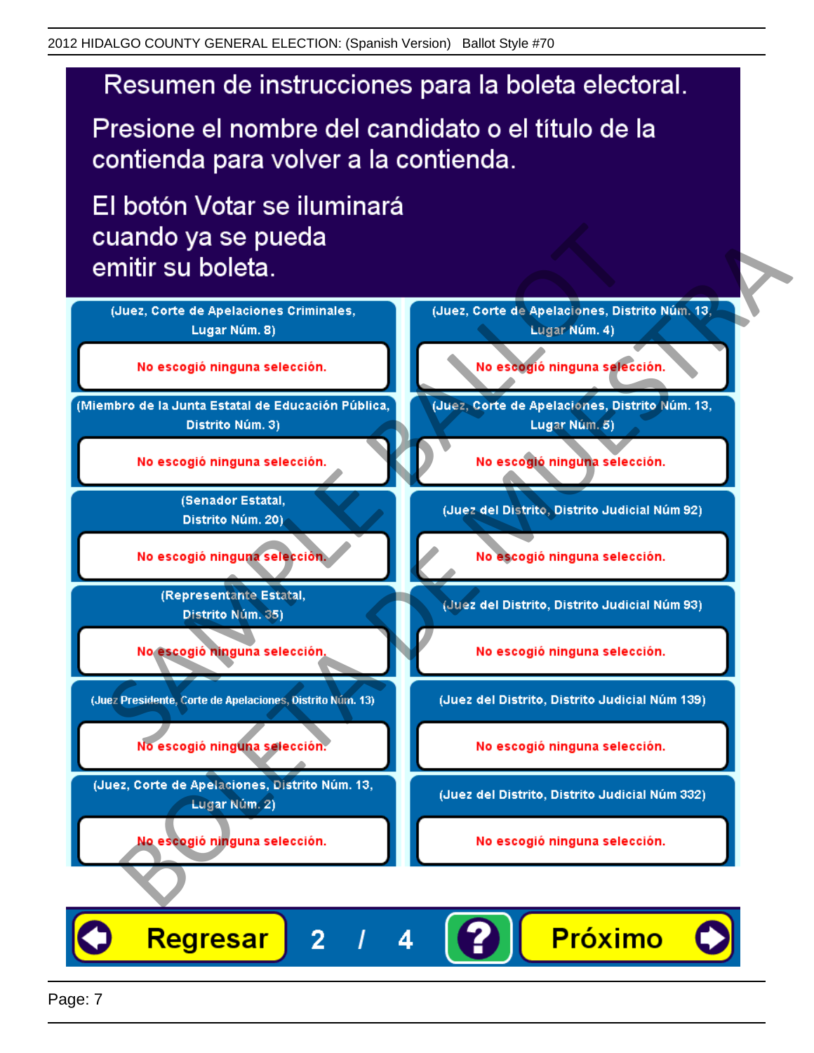# Resumen de instrucciones para la boleta electoral.

Presione el nombre del candidato o el título de la contienda para volver a la contienda.

El botón Votar se iluminará cuando ya se pueda emitir su boleta.

(Juez, Corte de Apelaciones Criminales, Lugar Núm. 8)

No escogió ninguna selección.

(Miembro de la Junta Estatal de Educación Pública, Distrito Núm. 3)

No escogió ninguna selección.

(Senador Estatal, Distrito Núm. 20)

No escogió ninguna selección.

(Representante Estatal, Distrito Núm. 35)

No escogió ninguna selección.

(Juez Presidente, Corte de Apelaciones, Distrito Núm. 13)

No escogió ninguna selección.

(Juez, Corte de Apelaciones, Distrito Núm. 13, Lugar Núm. 2)

No escogió ninguna selección.

(Juez, Corte de Apelaciones, Distrito Núm. 13, Lugar Núm. 4)

No escogió ninguna selección.

(Juez, Corte de Apelaciones, Distrito Núm. 13, Lugar Núm. 5)

No escogió ninguna selección.

(Juez del Distrito, Distrito Judicial Núm 92)

No escogió ninguna selección.

(Juez del Distrito, Distrito Judicial Núm 93)

No escogió ninguna selección.

(Juez del Distrito, Distrito Judicial Núm 139)

No escogió ninguna selección.

(Juez del Distrito, Distrito Judicial Núm 332)

No escogió ninguna selección.

Regresar 2 / 4 ? Próximo

SAMPLE BALLOT BOLETA DE MUESTRA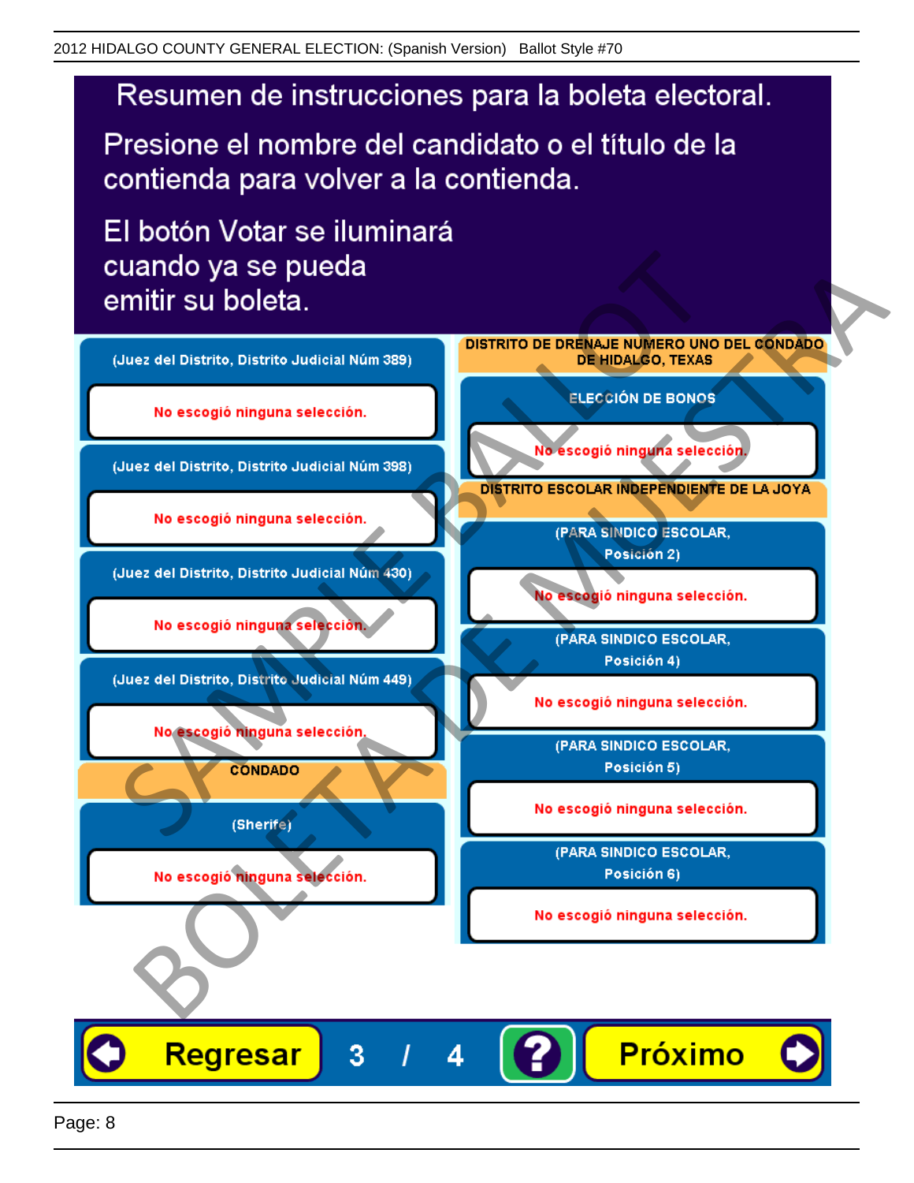2012 HIDALGO COUNTY GENERAL ELECTION: (Spanish Version) Ballot Style #70

# Resumen de instrucciones para la boleta electoral.

Presione el nombre del candidato o el título de la contienda para volver a la contienda.

El botón Votar se iluminará cuando ya se pueda emitir su boleta.

**(Juez del Distrito, Distrito Judicial Núm 389)**

No escogió ninguna selección.

**(Juez del Distrito, Distrito Judicial Núm 398)**

No escogió ninguna selección.

**(Juez del Distrito, Distrito Judicial Núm 430)**

No escogió ninguna selección.

**(Juez del Distrito, Distrito Judicial Núm 449)**

No escogió ninguna selección.

## CONDADO

**(Sherife)**

No escogió ninguna selección.

## DISTRITO DE DRENAJE NUMERO UNO DEL CONDADO DE HIDALGO, TEXAS

**ELECCIÓN DE BONOS**

No escogió ninguna selección.

## DISTRITO ESCOLAR INDEPENDIENTE DE LA JOYA

**(PARA SINDICO ESCOLAR, Posición 2)**

No escogió ninguna selección.

**(PARA SINDICO ESCOLAR, Posición 4)**

No escogió ninguna selección.

**(PARA SINDICO ESCOLAR, Posición 5)**

No escogió ninguna selección.

**(PARA SINDICO ESCOLAR, Posición 6)**

No escogió ninguna selección.

Regresar | 3 / 4 | ? | Próximo

SAMPLE BALLOT — BOLETA DE MUESTRA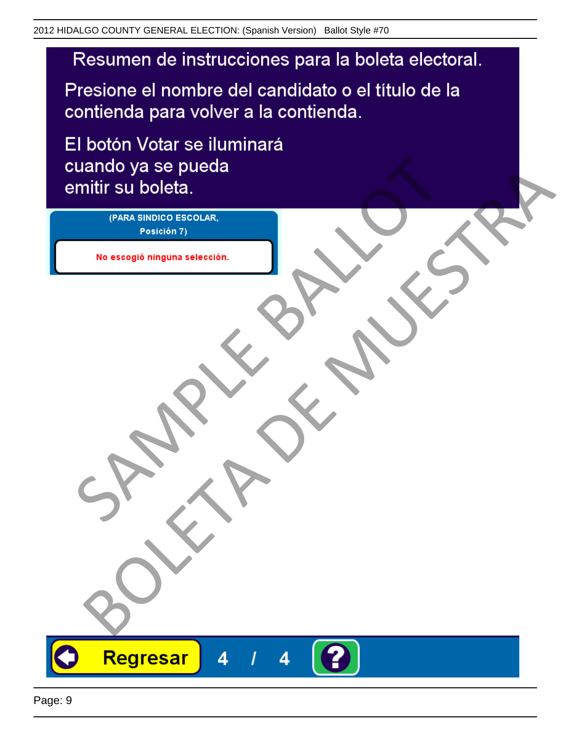# Resumen de instrucciones para la boleta electoral.

Presione el nombre del candidato o el título de la contienda para volver a la contienda.

El botón Votar se iluminará cuando ya se pueda emitir su boleta.

**(PARA SINDICO ESCOLAR, Posición 7)**

No escogió ninguna selección.

SAMPLE BALLOT

BOLETA DE MUESTRA

Regresar 4 / 4 ?